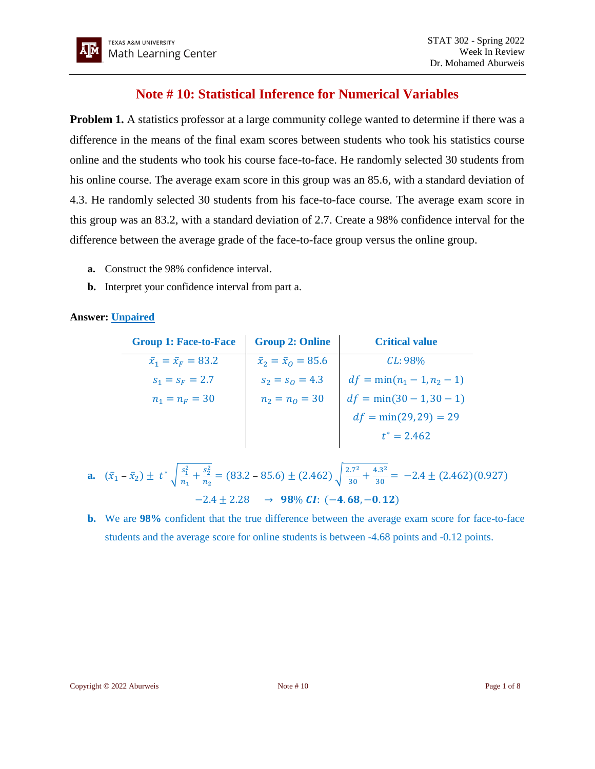# Note # 10: Statistical Inference for Numerical Variables

**Problem 1.** A statistics professor at a large community college wanted to determine if there was a difference in the means of the final exam scores between students who took his statistics course online and the students who took his course face-to-face. He randomly selected 30 students from his online course. The average exam score in this group was an 85.6, with a standard deviation of 4.3. He randomly selected 30 students from his face-to-face course. The average exam score in this group was an 83.2, with a standard deviation of 2.7. Create a 98% confidence interval for the difference between the average grade of the face-to-face group versus the online group.

- **a.** Construct the 98% confidence interval.
- **b.** Interpret your confidence interval from part a.

**Answer: Unpaired**

| Group 1: Face-to-Face | Group 2: Online | Critical value |
|---|---|---|
| $\bar{x}_1 = \bar{x}_F = 83.2$ | $\bar{x}_2 = \bar{x}_O = 85.6$ | $CL$: 98% |
| $s_1 = s_F = 2.7$ | $s_2 = s_O = 4.3$ | $df = \min(n_1 - 1, n_2 - 1)$ |
| $n_1 = n_F = 30$ | $n_2 = n_O = 30$ | $df = \min(30 - 1, 30 - 1)$ |
| | | $df = \min(29, 29) = 29$ |
| | | $t^* = 2.462$ |

**a.** $(\bar{x}_1 - \bar{x}_2) \pm t^* \sqrt{\frac{s_1^2}{n_1} + \frac{s_2^2}{n_2}} = (83.2 - 85.6) \pm (2.462)\sqrt{\frac{2.7^2}{30} + \frac{4.3^2}{30}} = -2.4 \pm (2.462)(0.927)$

$$-2.4 \pm 2.28 \quad \rightarrow \quad \textbf{98\% } \boldsymbol{CI}\textbf{: } (\mathbf{-4.68, -0.12})$$

**b.** We are **98%** confident that the true difference between the average exam score for face-to-face students and the average score for online students is between -4.68 points and -0.12 points.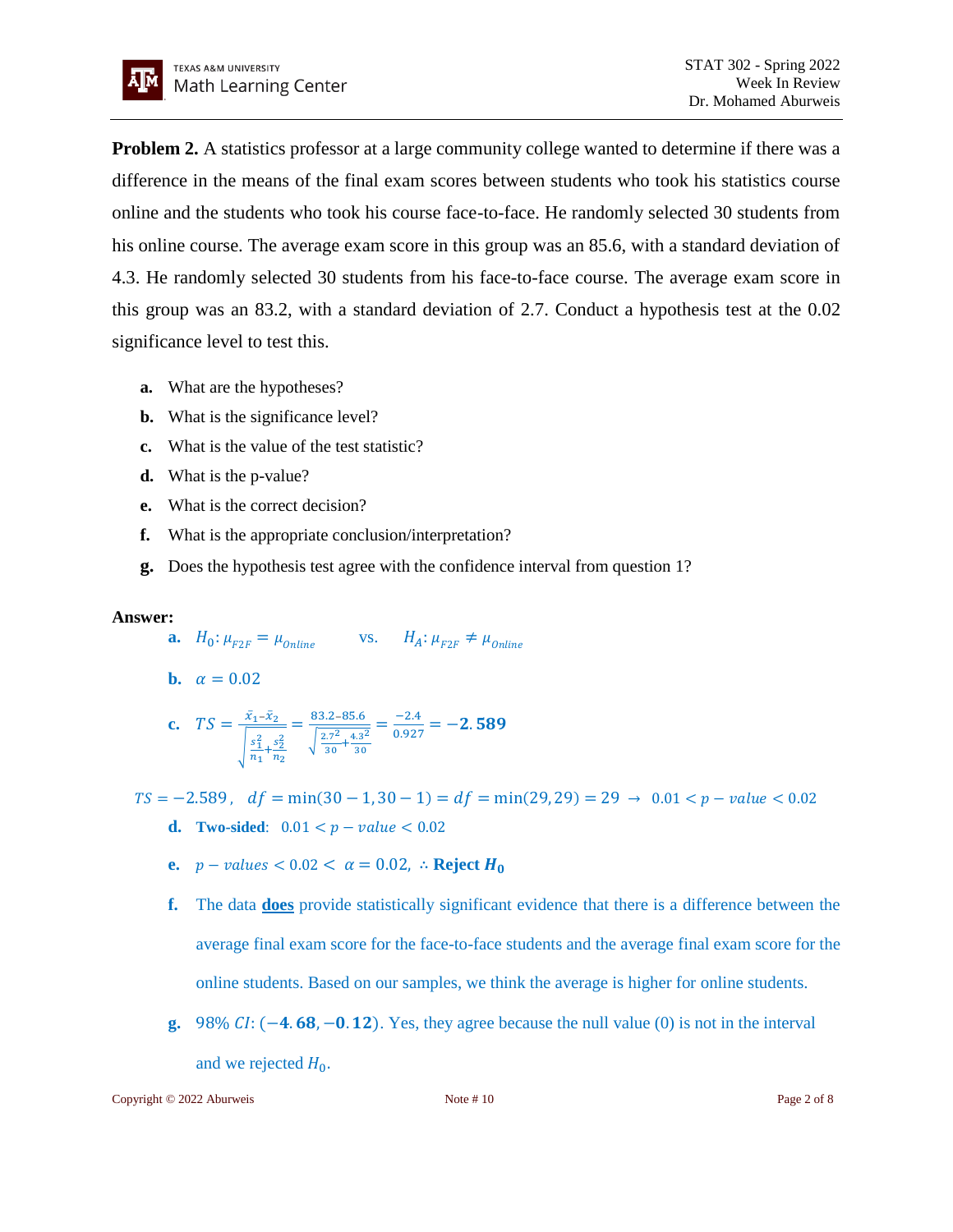**Problem 2.** A statistics professor at a large community college wanted to determine if there was a difference in the means of the final exam scores between students who took his statistics course online and the students who took his course face-to-face. He randomly selected 30 students from his online course. The average exam score in this group was an 85.6, with a standard deviation of 4.3. He randomly selected 30 students from his face-to-face course. The average exam score in this group was an 83.2, with a standard deviation of 2.7. Conduct a hypothesis test at the 0.02 significance level to test this.

- **a.** What are the hypotheses?
- **b.** What is the significance level?
- **c.** What is the value of the test statistic?
- **d.** What is the p-value?
- **e.** What is the correct decision?
- **f.** What is the appropriate conclusion/interpretation?
- **g.** Does the hypothesis test agree with the confidence interval from question 1?

**Answer:**

**a.** $H_0: \mu_{F2F} = \mu_{Online}$ vs. $H_A: \mu_{F2F} \neq \mu_{Online}$

**b.** $\alpha = 0.02$

**c.** $TS = \dfrac{\bar{x}_1 - \bar{x}_2}{\sqrt{\frac{s_1^2}{n_1} + \frac{s_2^2}{n_2}}} = \dfrac{83.2 - 85.6}{\sqrt{\frac{2.7^2}{30} + \frac{4.3^2}{30}}} = \dfrac{-2.4}{0.927} = \mathbf{-2.589}$

$TS = -2.589, \quad df = \min(30-1, 30-1) = df = \min(29, 29) = 29 \rightarrow 0.01 < p-value < 0.02$

**d.** **Two-sided**: $0.01 < p-value < 0.02$

**e.** $p-values < 0.02 < \alpha = 0.02$, $\therefore$ **Reject $H_0$**

**f.** The data **does** provide statistically significant evidence that there is a difference between the average final exam score for the face-to-face students and the average final exam score for the online students. Based on our samples, we think the average is higher for online students.

**g.** 98% $CI$: $(\mathbf{-4.68}, \mathbf{-0.12})$. Yes, they agree because the null value (0) is not in the interval and we rejected $H_0$.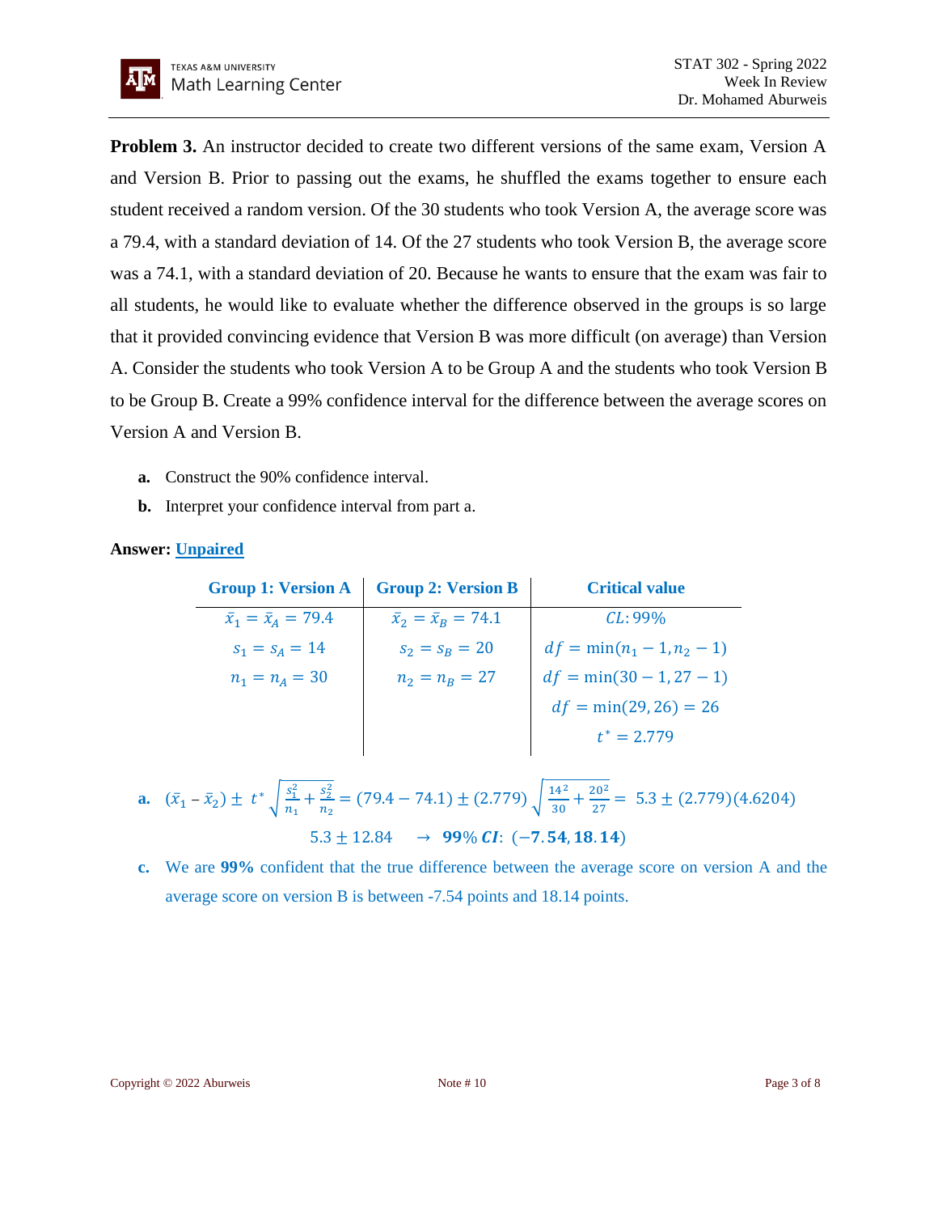**Problem 3.** An instructor decided to create two different versions of the same exam, Version A and Version B. Prior to passing out the exams, he shuffled the exams together to ensure each student received a random version. Of the 30 students who took Version A, the average score was a 79.4, with a standard deviation of 14. Of the 27 students who took Version B, the average score was a 74.1, with a standard deviation of 20. Because he wants to ensure that the exam was fair to all students, he would like to evaluate whether the difference observed in the groups is so large that it provided convincing evidence that Version B was more difficult (on average) than Version A. Consider the students who took Version A to be Group A and the students who took Version B to be Group B. Create a 99% confidence interval for the difference between the average scores on Version A and Version B.

**a.** Construct the 90% confidence interval.

**b.** Interpret your confidence interval from part a.

**Answer:** Unpaired

| Group 1: Version A | Group 2: Version B | Critical value |
|---|---|---|
| $\bar{x}_1 = \bar{x}_A = 79.4$ | $\bar{x}_2 = \bar{x}_B = 74.1$ | $CL$: 99% |
| $s_1 = s_A = 14$ | $s_2 = s_B = 20$ | $df = \min(n_1 - 1, n_2 - 1)$ |
| $n_1 = n_A = 30$ | $n_2 = n_B = 27$ | $df = \min(30 - 1, 27 - 1)$ |
| | | $df = \min(29, 26) = 26$ |
| | | $t^* = 2.779$ |

**a.** $$(\bar{x}_1 - \bar{x}_2) \pm t^* \sqrt{\frac{s_1^2}{n_1} + \frac{s_2^2}{n_2}} = (79.4 - 74.1) \pm (2.779)\sqrt{\frac{14^2}{30} + \frac{20^2}{27}} = 5.3 \pm (2.779)(4.6204)$$

$$5.3 \pm 12.84 \quad \rightarrow \quad \mathbf{99\%}\ \boldsymbol{CI}\text{:}\ (\mathbf{-7.54, 18.14})$$

**c.** We are **99%** confident that the true difference between the average score on version A and the average score on version B is between -7.54 points and 18.14 points.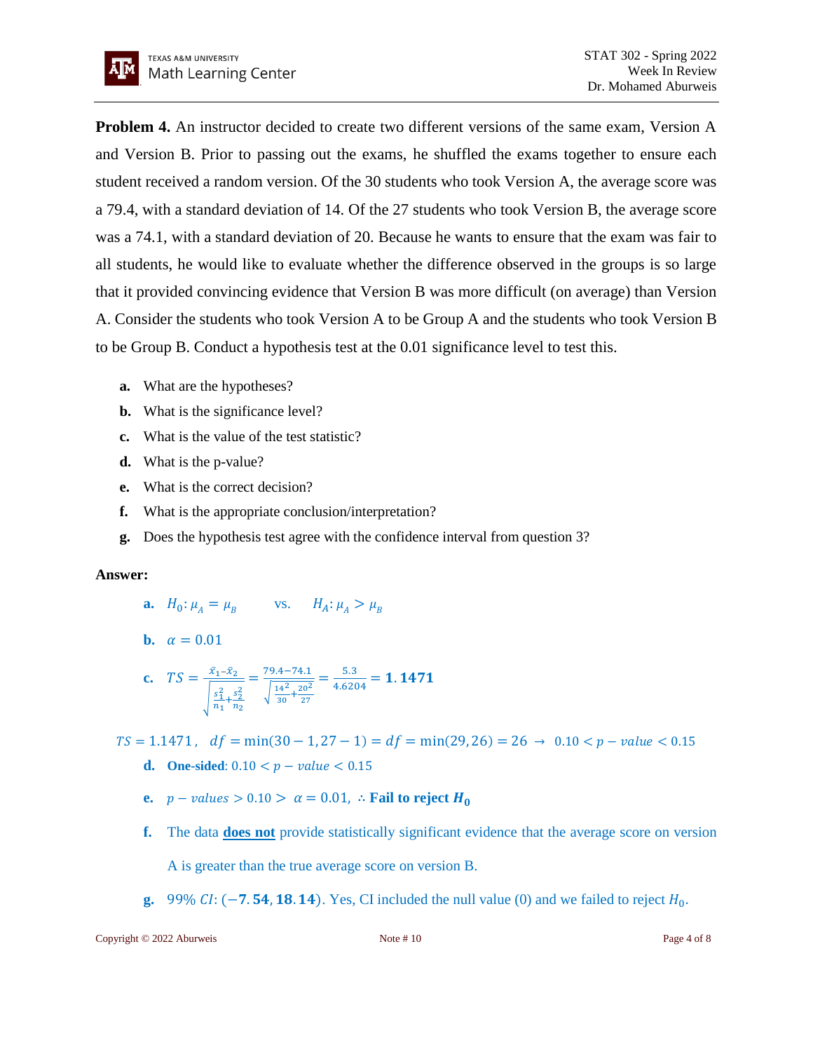**Problem 4.** An instructor decided to create two different versions of the same exam, Version A and Version B. Prior to passing out the exams, he shuffled the exams together to ensure each student received a random version. Of the 30 students who took Version A, the average score was a 79.4, with a standard deviation of 14. Of the 27 students who took Version B, the average score was a 74.1, with a standard deviation of 20. Because he wants to ensure that the exam was fair to all students, he would like to evaluate whether the difference observed in the groups is so large that it provided convincing evidence that Version B was more difficult (on average) than Version A. Consider the students who took Version A to be Group A and the students who took Version B to be Group B. Conduct a hypothesis test at the 0.01 significance level to test this.

- **a.** What are the hypotheses?
- **b.** What is the significance level?
- **c.** What is the value of the test statistic?
- **d.** What is the p-value?
- **e.** What is the correct decision?
- **f.** What is the appropriate conclusion/interpretation?
- **g.** Does the hypothesis test agree with the confidence interval from question 3?

**Answer:**

**a.** $H_0: \mu_A = \mu_B \quad$ vs. $\quad H_A: \mu_A > \mu_B$

**b.** $\alpha = 0.01$

**c.** $TS = \frac{\bar{x}_1 - \bar{x}_2}{\sqrt{\frac{s_1^2}{n_1} + \frac{s_2^2}{n_2}}} = \frac{79.4 - 74.1}{\sqrt{\frac{14^2}{30} + \frac{20^2}{27}}} = \frac{5.3}{4.6204} = \mathbf{1.1471}$

$TS = 1.1471, \quad df = \min(30-1, 27-1) = df = \min(29, 26) = 26 \rightarrow 0.10 < p-value < 0.15$

**d.** **One-sided**: $0.10 < p-value < 0.15$

**e.** $p-values > 0.10 > \alpha = 0.01$, $\therefore$ **Fail to reject $H_0$**

**f.** The data **does not** provide statistically significant evidence that the average score on version A is greater than the true average score on version B.

**g.** 99% $CI$: $(\mathbf{-7.54, 18.14})$. Yes, CI included the null value (0) and we failed to reject $H_0$.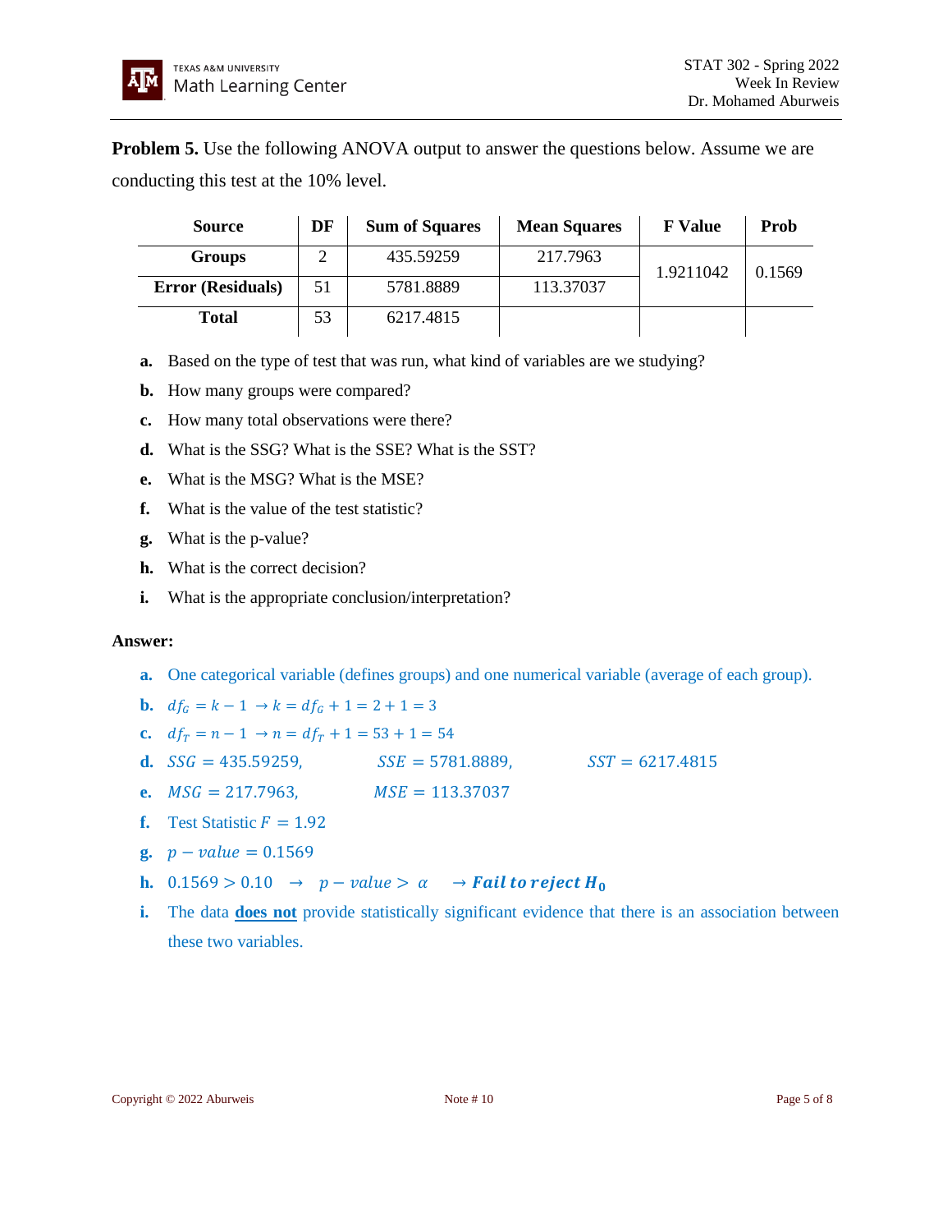**Problem 5.** Use the following ANOVA output to answer the questions below. Assume we are conducting this test at the 10% level.

| Source | DF | Sum of Squares | Mean Squares | F Value | Prob |
|---|---|---|---|---|---|
| **Groups** | 2 | 435.59259 | 217.7963 | 1.9211042 | 0.1569 |
| **Error (Residuals)** | 51 | 5781.8889 | 113.37037 | | |
| **Total** | 53 | 6217.4815 | | | |

**a.** Based on the type of test that was run, what kind of variables are we studying?

**b.** How many groups were compared?

**c.** How many total observations were there?

**d.** What is the SSG? What is the SSE? What is the SST?

**e.** What is the MSG? What is the MSE?

**f.** What is the value of the test statistic?

**g.** What is the p-value?

**h.** What is the correct decision?

**i.** What is the appropriate conclusion/interpretation?

**Answer:**

**a.** One categorical variable (defines groups) and one numerical variable (average of each group).

**b.** $df_G = k - 1 \rightarrow k = df_G + 1 = 2 + 1 = 3$

**c.** $df_T = n - 1 \rightarrow n = df_T + 1 = 53 + 1 = 54$

**d.** $SSG = 435.59259,$ $SSE = 5781.8889,$ $SST = 6217.4815$

**e.** $MSG = 217.7963,$ $MSE = 113.37037$

**f.** Test Statistic $F = 1.92$

**g.** $p - value = 0.1569$

**h.** $0.1569 > 0.10 \rightarrow p - value > \alpha \rightarrow \textbf{Fail to reject } \boldsymbol{H_0}$

**i.** The data **does not** provide statistically significant evidence that there is an association between these two variables.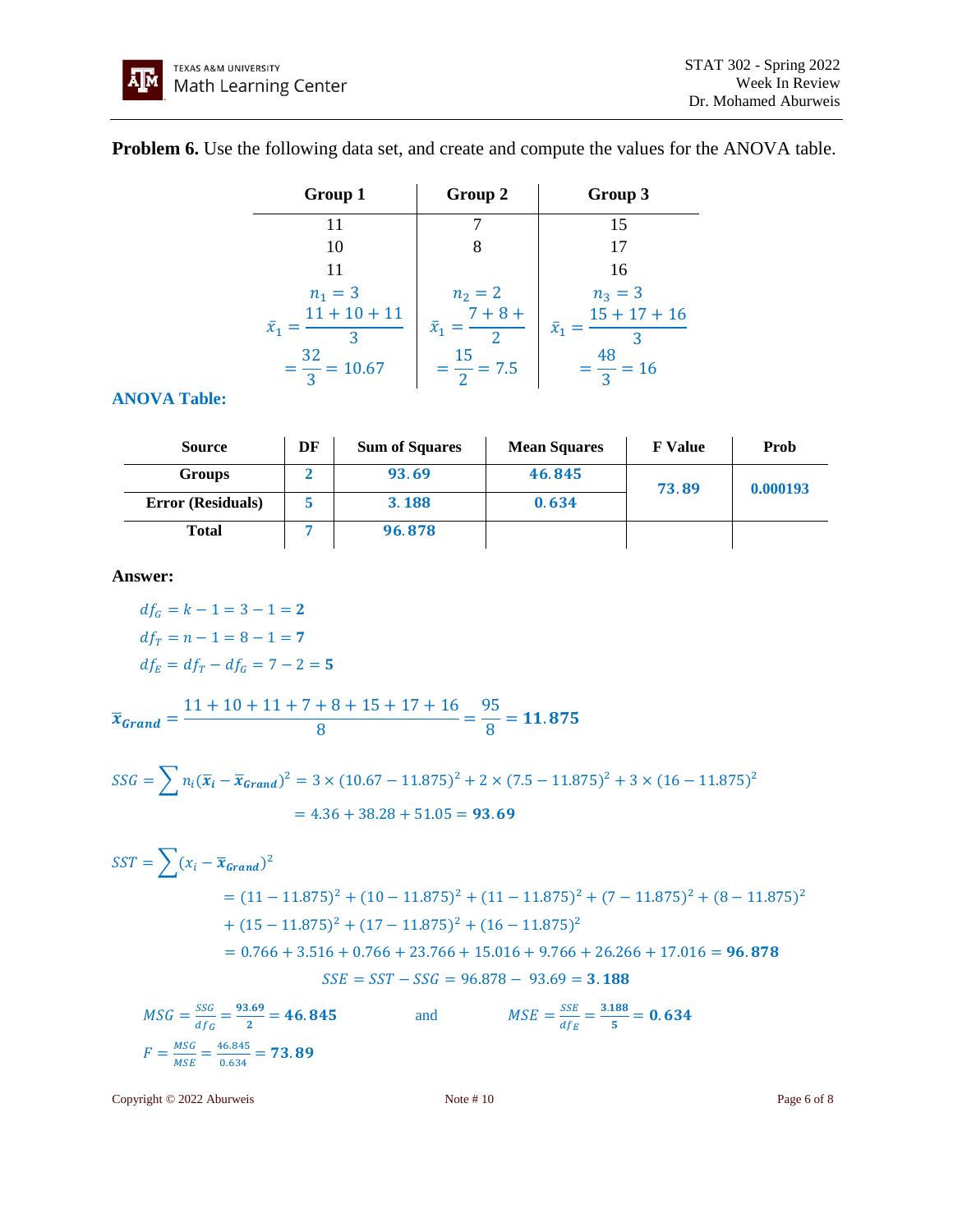**Problem 6.** Use the following data set, and create and compute the values for the ANOVA table.

| Group 1 | Group 2 | Group 3 |
|---|---|---|
| 11 | 7 | 15 |
| 10 | 8 | 17 |
| 11 | | 16 |
| $n_1 = 3$ | $n_2 = 2$ | $n_3 = 3$ |
| $\bar{x}_1 = \dfrac{11+10+11}{3}$ | $\bar{x}_1 = \dfrac{7+8+}{2}$ | $\bar{x}_1 = \dfrac{15+17+16}{3}$ |
| $= \dfrac{32}{3} = 10.67$ | $= \dfrac{15}{2} = 7.5$ | $= \dfrac{48}{3} = 16$ |

### ANOVA Table:

| Source | DF | Sum of Squares | Mean Squares | F Value | Prob |
|---|---|---|---|---|---|
| Groups | 2 | 93.69 | 46.845 | 73.89 | 0.000193 |
| Error (Residuals) | 5 | 3.188 | 0.634 | | |
| Total | 7 | 96.878 | | | |

**Answer:**

$$df_G = k - 1 = 3 - 1 = \mathbf{2}$$

$$df_T = n - 1 = 8 - 1 = \mathbf{7}$$

$$df_E = df_T - df_G = 7 - 2 = \mathbf{5}$$

$$\bar{x}_{Grand} = \frac{11+10+11+7+8+15+17+16}{8} = \frac{95}{8} = \mathbf{11.875}$$

$$SSG = \sum n_i(\bar{x}_i - \bar{x}_{Grand})^2 = 3 \times (10.67 - 11.875)^2 + 2 \times (7.5 - 11.875)^2 + 3 \times (16 - 11.875)^2$$

$$= 4.36 + 38.28 + 51.05 = \mathbf{93.69}$$

$$SST = \sum (x_i - \bar{x}_{Grand})^2$$

$$= (11 - 11.875)^2 + (10 - 11.875)^2 + (11 - 11.875)^2 + (7 - 11.875)^2 + (8 - 11.875)^2$$

$$+ (15 - 11.875)^2 + (17 - 11.875)^2 + (16 - 11.875)^2$$

$$= 0.766 + 3.516 + 0.766 + 23.766 + 15.016 + 9.766 + 26.266 + 17.016 = \mathbf{96.878}$$

$$SSE = SST - SSG = 96.878 - 93.69 = \mathbf{3.188}$$

$$MSG = \frac{SSG}{df_G} = \frac{\mathbf{93.69}}{\mathbf{2}} = \mathbf{46.845} \quad \text{and} \quad MSE = \frac{SSE}{df_E} = \frac{\mathbf{3.188}}{\mathbf{5}} = \mathbf{0.634}$$

$$F = \frac{MSG}{MSE} = \frac{46.845}{0.634} = \mathbf{73.89}$$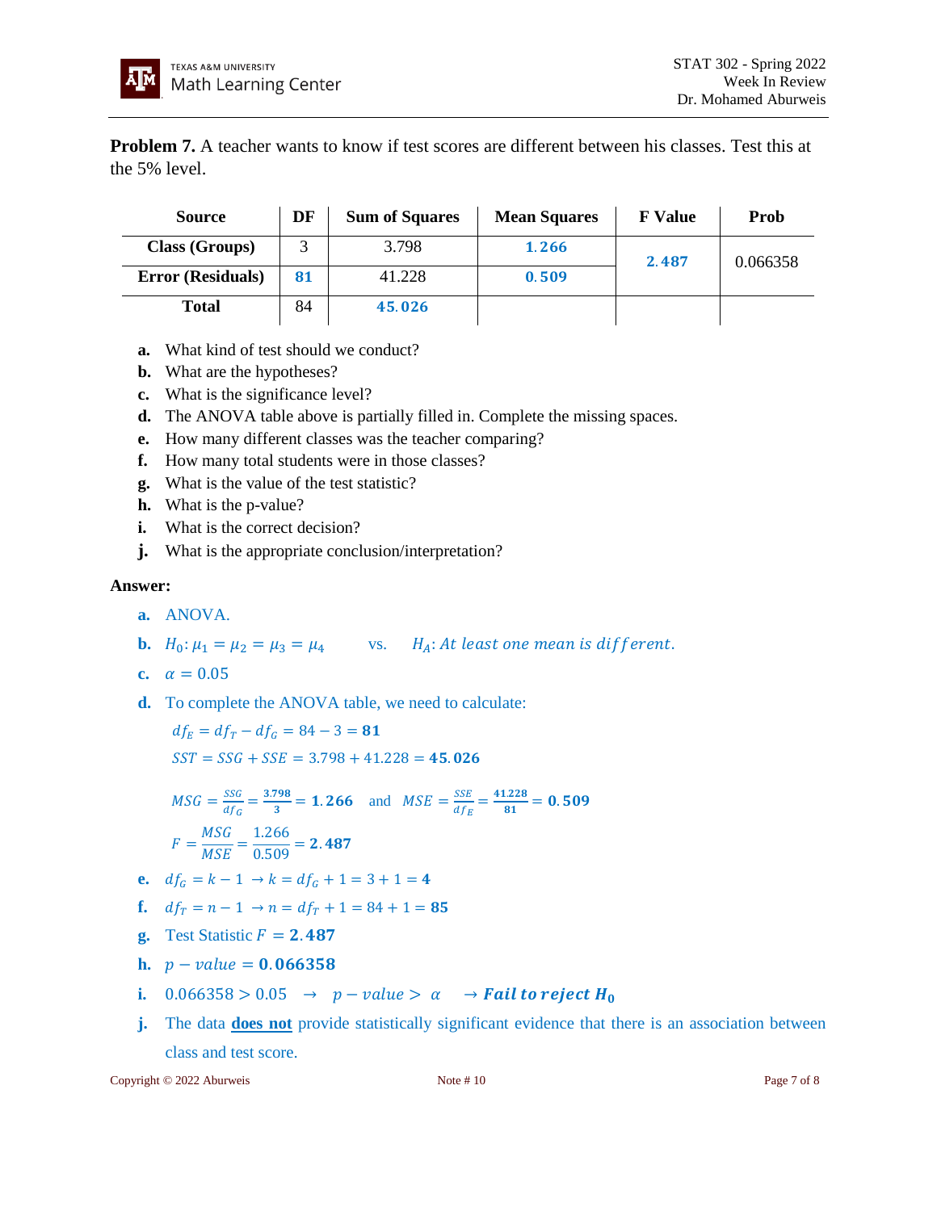**Problem 7.** A teacher wants to know if test scores are different between his classes. Test this at the 5% level.

| Source | DF | Sum of Squares | Mean Squares | F Value | Prob |
|---|---|---|---|---|---|
| Class (Groups) | 3 | 3.798 | **1.266** | **2.487** | 0.066358 |
| Error (Residuals) | **81** | 41.228 | **0.509** | | |
| Total | 84 | **45.026** | | | |

**a.** What kind of test should we conduct?

**b.** What are the hypotheses?

**c.** What is the significance level?

**d.** The ANOVA table above is partially filled in. Complete the missing spaces.

**e.** How many different classes was the teacher comparing?

**f.** How many total students were in those classes?

**g.** What is the value of the test statistic?

**h.** What is the p-value?

**i.** What is the correct decision?

**j.** What is the appropriate conclusion/interpretation?

**Answer:**

**a.** ANOVA.

**b.** $H_0: \mu_1 = \mu_2 = \mu_3 = \mu_4$ vs. $H_A: At\ least\ one\ mean\ is\ different.$

**c.** $\alpha = 0.05$

**d.** To complete the ANOVA table, we need to calculate:

$df_E = df_T - df_G = 84 - 3 = \mathbf{81}$

$SST = SSG + SSE = 3.798 + 41.228 = \mathbf{45.026}$

$MSG = \frac{SSG}{df_G} = \frac{3.798}{3} = \mathbf{1.266}$ and $MSE = \frac{SSE}{df_E} = \frac{41.228}{81} = \mathbf{0.509}$

$F = \frac{MSG}{MSE} = \frac{1.266}{0.509} = \mathbf{2.487}$

**e.** $df_G = k - 1 \rightarrow k = df_G + 1 = 3 + 1 = \mathbf{4}$

**f.** $df_T = n - 1 \rightarrow n = df_T + 1 = 84 + 1 = \mathbf{85}$

**g.** Test Statistic $F = \mathbf{2.487}$

**h.** $p - value = \mathbf{0.066358}$

**i.** $0.066358 > 0.05 \rightarrow p - value > \alpha \rightarrow \boldsymbol{Fail\ to\ reject\ H_0}$

**j.** The data **does not** provide statistically significant evidence that there is an association between class and test score.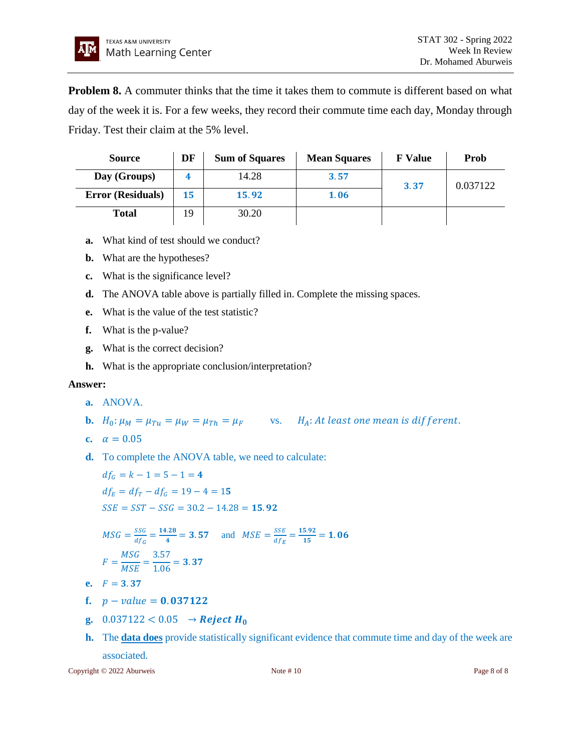**Problem 8.** A commuter thinks that the time it takes them to commute is different based on what day of the week it is. For a few weeks, they record their commute time each day, Monday through Friday. Test their claim at the 5% level.

| Source | DF | Sum of Squares | Mean Squares | F Value | Prob |
|---|---|---|---|---|---|
| Day (Groups) | **4** | 14.28 | **3.57** | **3.37** | 0.037122 |
| Error (Residuals) | **15** | **15.92** | **1.06** | | |
| Total | 19 | 30.20 | | | |

**a.** What kind of test should we conduct?

**b.** What are the hypotheses?

**c.** What is the significance level?

**d.** The ANOVA table above is partially filled in. Complete the missing spaces.

**e.** What is the value of the test statistic?

**f.** What is the p-value?

**g.** What is the correct decision?

**h.** What is the appropriate conclusion/interpretation?

**Answer:**

**a.** ANOVA.

**b.** $H_0: \mu_M = \mu_{Tu} = \mu_W = \mu_{Th} = \mu_F$ vs. $H_A$: *At least one mean is different.*

**c.** $\alpha = 0.05$

**d.** To complete the ANOVA table, we need to calculate:

$$df_G = k - 1 = 5 - 1 = \mathbf{4}$$

$$df_E = df_T - df_G = 19 - 4 = \mathbf{15}$$

$$SSE = SST - SSG = 30.2 - 14.28 = \mathbf{15.92}$$

$$MSG = \frac{SSG}{df_G} = \frac{\mathbf{14.28}}{\mathbf{4}} = \mathbf{3.57} \quad \text{and} \quad MSE = \frac{SSE}{df_E} = \frac{\mathbf{15.92}}{\mathbf{15}} = \mathbf{1.06}$$

$$F = \frac{MSG}{MSE} = \frac{3.57}{1.06} = \mathbf{3.37}$$

**e.** $F = \mathbf{3.37}$

**f.** $p - value = \mathbf{0.037122}$

**g.** $0.037122 < 0.05 \quad \rightarrow \textit{\textbf{Reject }} \boldsymbol{H_0}$

**h.** The **data does** provide statistically significant evidence that commute time and day of the week are associated.